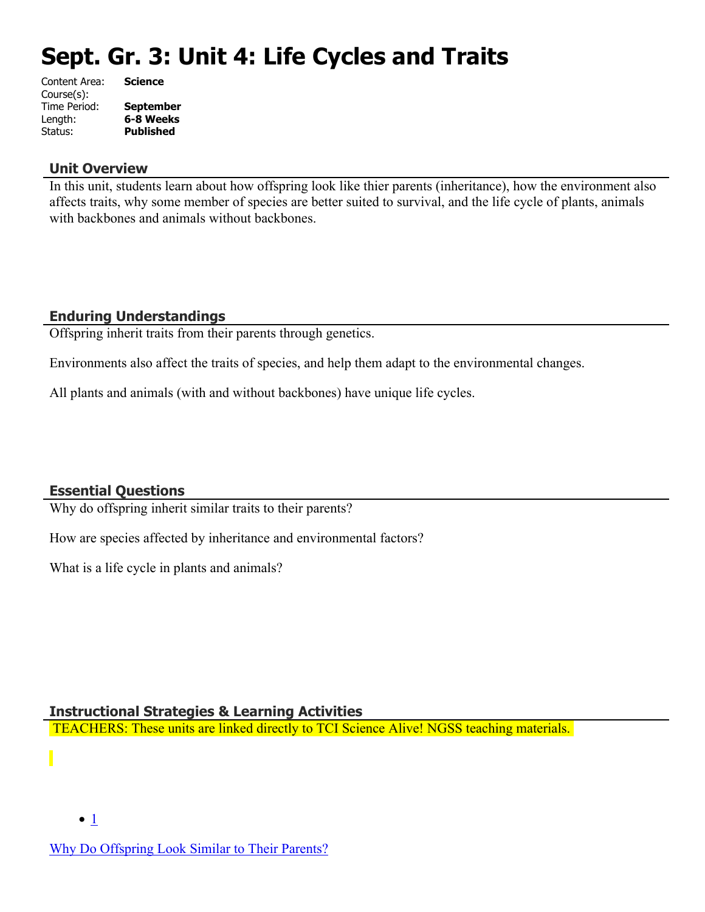# Sept. Gr. 3: Unit 4: Life Cycles and Traits

| | |
|---|---|
| Content Area: | **Science** |
| Course(s): | |
| Time Period: | **September** |
| Length: | **6-8 Weeks** |
| Status: | **Published** |

## Unit Overview

In this unit, students learn about how offspring look like thier parents (inheritance), how the environment also affects traits, why some member of species are better suited to survival, and the life cycle of plants, animals with backbones and animals without backbones.

## Enduring Understandings

Offspring inherit traits from their parents through genetics.

Environments also affect the traits of species, and help them adapt to the environmental changes.

All plants and animals (with and without backbones) have unique life cycles.

## Essential Questions

Why do offspring inherit similar traits to their parents?

How are species affected by inheritance and environmental factors?

What is a life cycle in plants and animals?

## Instructional Strategies & Learning Activities

TEACHERS: These units are linked directly to TCI Science Alive! NGSS teaching materials.

- 1

Why Do Offspring Look Similar to Their Parents?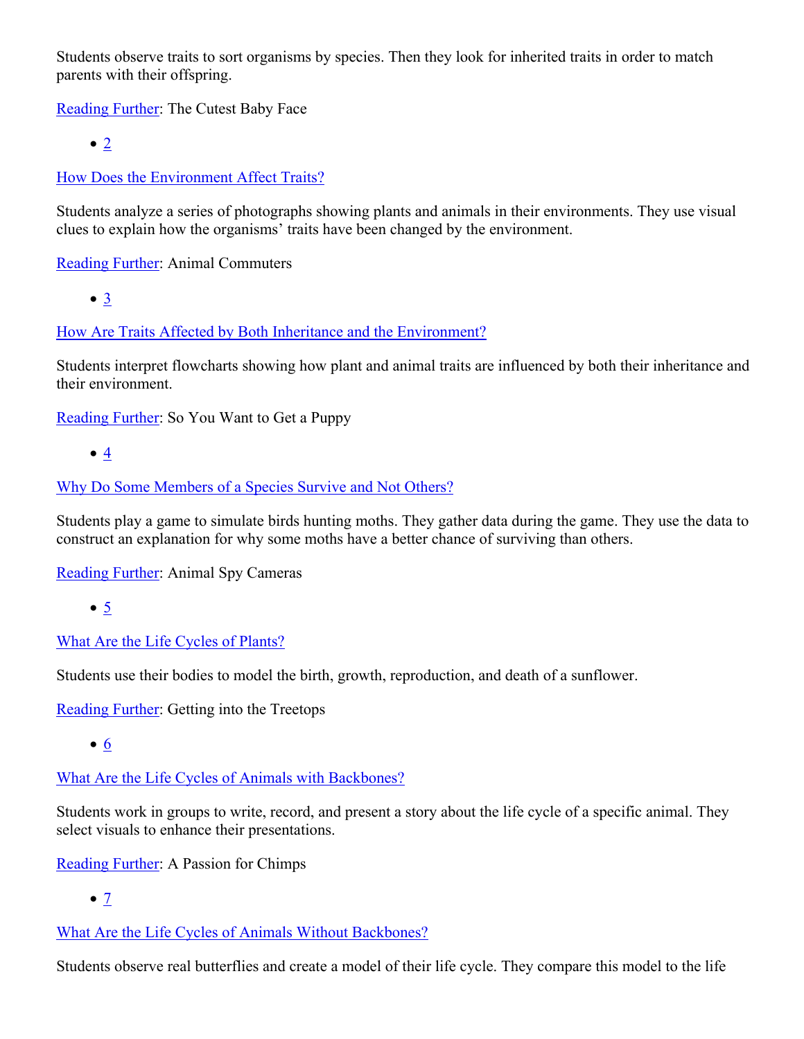Students observe traits to sort organisms by species. Then they look for inherited traits in order to match parents with their offspring.

Reading Further: The Cutest Baby Face

- 2

How Does the Environment Affect Traits?

Students analyze a series of photographs showing plants and animals in their environments. They use visual clues to explain how the organisms' traits have been changed by the environment.

Reading Further: Animal Commuters

- 3

How Are Traits Affected by Both Inheritance and the Environment?

Students interpret flowcharts showing how plant and animal traits are influenced by both their inheritance and their environment.

Reading Further: So You Want to Get a Puppy

- 4

Why Do Some Members of a Species Survive and Not Others?

Students play a game to simulate birds hunting moths. They gather data during the game. They use the data to construct an explanation for why some moths have a better chance of surviving than others.

Reading Further: Animal Spy Cameras

- 5

What Are the Life Cycles of Plants?

Students use their bodies to model the birth, growth, reproduction, and death of a sunflower.

Reading Further: Getting into the Treetops

- 6

What Are the Life Cycles of Animals with Backbones?

Students work in groups to write, record, and present a story about the life cycle of a specific animal. They select visuals to enhance their presentations.

Reading Further: A Passion for Chimps

- 7

What Are the Life Cycles of Animals Without Backbones?

Students observe real butterflies and create a model of their life cycle. They compare this model to the life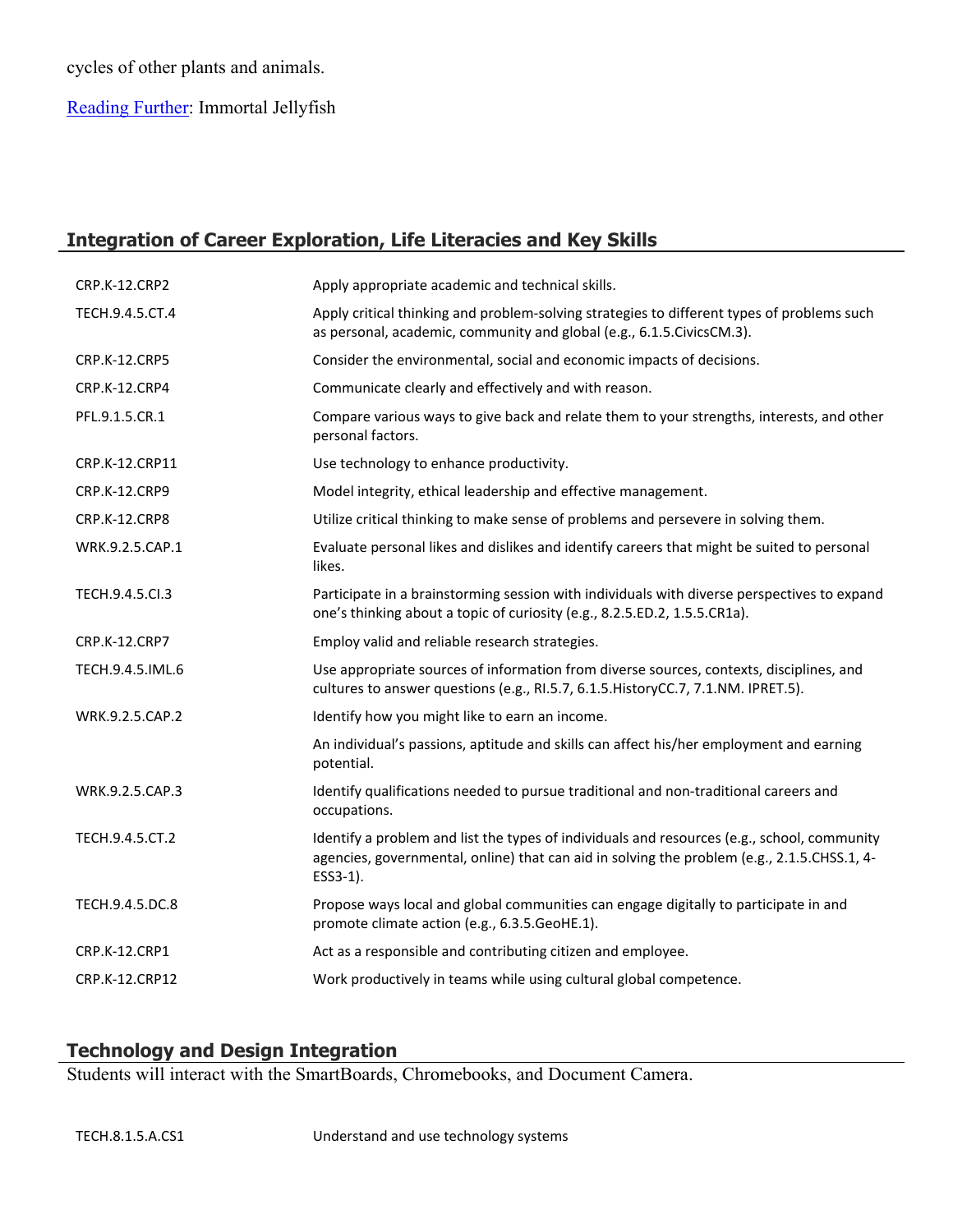cycles of other plants and animals.

[Reading Further]: Immortal Jellyfish

## Integration of Career Exploration, Life Literacies and Key Skills

| | |
|---|---|
| CRP.K-12.CRP2 | Apply appropriate academic and technical skills. |
| TECH.9.4.5.CT.4 | Apply critical thinking and problem-solving strategies to different types of problems such as personal, academic, community and global (e.g., 6.1.5.CivicsCM.3). |
| CRP.K-12.CRP5 | Consider the environmental, social and economic impacts of decisions. |
| CRP.K-12.CRP4 | Communicate clearly and effectively and with reason. |
| PFL.9.1.5.CR.1 | Compare various ways to give back and relate them to your strengths, interests, and other personal factors. |
| CRP.K-12.CRP11 | Use technology to enhance productivity. |
| CRP.K-12.CRP9 | Model integrity, ethical leadership and effective management. |
| CRP.K-12.CRP8 | Utilize critical thinking to make sense of problems and persevere in solving them. |
| WRK.9.2.5.CAP.1 | Evaluate personal likes and dislikes and identify careers that might be suited to personal likes. |
| TECH.9.4.5.CI.3 | Participate in a brainstorming session with individuals with diverse perspectives to expand one's thinking about a topic of curiosity (e.g., 8.2.5.ED.2, 1.5.5.CR1a). |
| CRP.K-12.CRP7 | Employ valid and reliable research strategies. |
| TECH.9.4.5.IML.6 | Use appropriate sources of information from diverse sources, contexts, disciplines, and cultures to answer questions (e.g., RI.5.7, 6.1.5.HistoryCC.7, 7.1.NM. IPRET.5). |
| WRK.9.2.5.CAP.2 | Identify how you might like to earn an income. |
| | An individual's passions, aptitude and skills can affect his/her employment and earning potential. |
| WRK.9.2.5.CAP.3 | Identify qualifications needed to pursue traditional and non-traditional careers and occupations. |
| TECH.9.4.5.CT.2 | Identify a problem and list the types of individuals and resources (e.g., school, community agencies, governmental, online) that can aid in solving the problem (e.g., 2.1.5.CHSS.1, 4-ESS3-1). |
| TECH.9.4.5.DC.8 | Propose ways local and global communities can engage digitally to participate in and promote climate action (e.g., 6.3.5.GeoHE.1). |
| CRP.K-12.CRP1 | Act as a responsible and contributing citizen and employee. |
| CRP.K-12.CRP12 | Work productively in teams while using cultural global competence. |

## Technology and Design Integration

Students will interact with the SmartBoards, Chromebooks, and Document Camera.

| | |
|---|---|
| TECH.8.1.5.A.CS1 | Understand and use technology systems |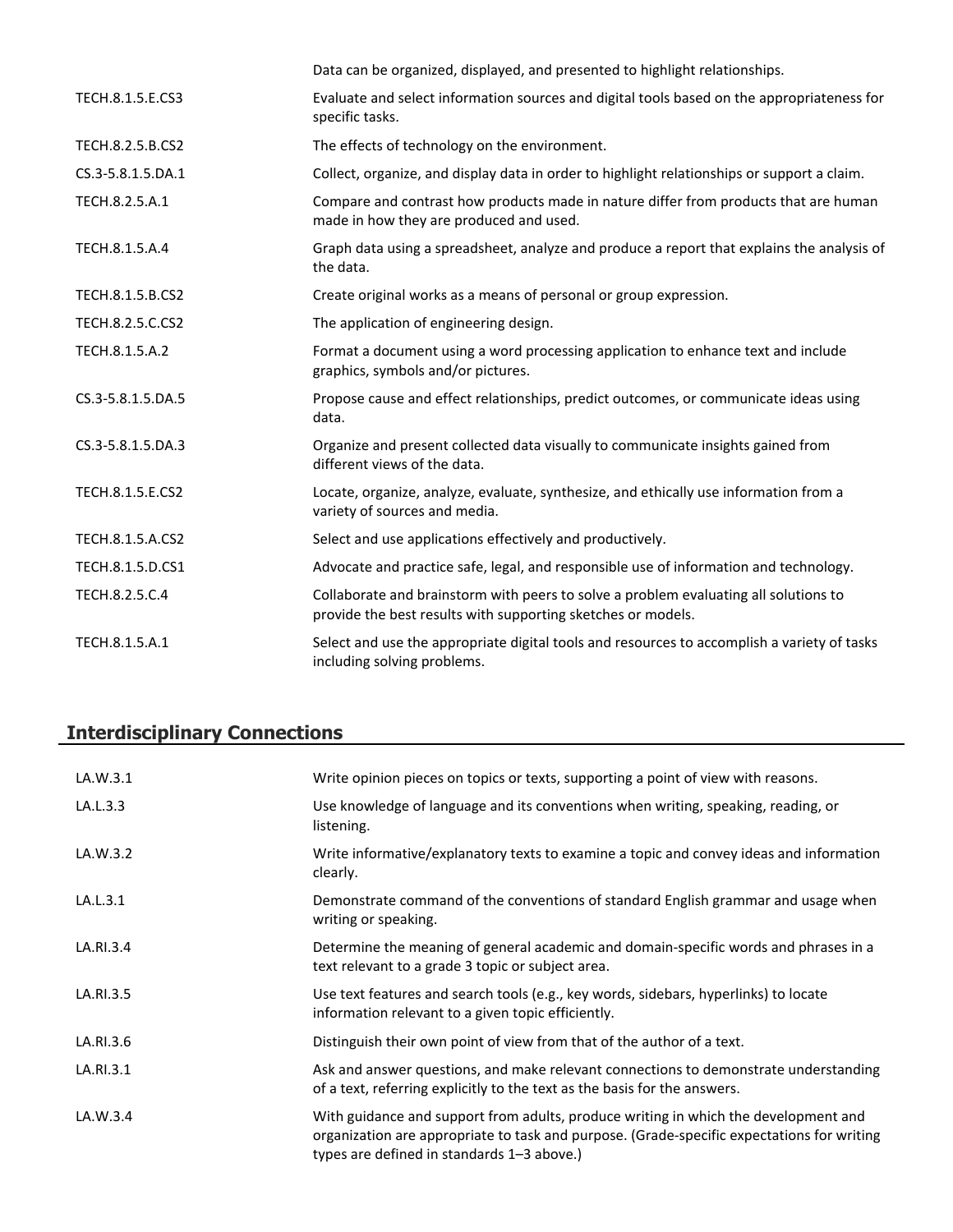| | |
|---|---|
| | Data can be organized, displayed, and presented to highlight relationships. |
| TECH.8.1.5.E.CS3 | Evaluate and select information sources and digital tools based on the appropriateness for specific tasks. |
| TECH.8.2.5.B.CS2 | The effects of technology on the environment. |
| CS.3-5.8.1.5.DA.1 | Collect, organize, and display data in order to highlight relationships or support a claim. |
| TECH.8.2.5.A.1 | Compare and contrast how products made in nature differ from products that are human made in how they are produced and used. |
| TECH.8.1.5.A.4 | Graph data using a spreadsheet, analyze and produce a report that explains the analysis of the data. |
| TECH.8.1.5.B.CS2 | Create original works as a means of personal or group expression. |
| TECH.8.2.5.C.CS2 | The application of engineering design. |
| TECH.8.1.5.A.2 | Format a document using a word processing application to enhance text and include graphics, symbols and/or pictures. |
| CS.3-5.8.1.5.DA.5 | Propose cause and effect relationships, predict outcomes, or communicate ideas using data. |
| CS.3-5.8.1.5.DA.3 | Organize and present collected data visually to communicate insights gained from different views of the data. |
| TECH.8.1.5.E.CS2 | Locate, organize, analyze, evaluate, synthesize, and ethically use information from a variety of sources and media. |
| TECH.8.1.5.A.CS2 | Select and use applications effectively and productively. |
| TECH.8.1.5.D.CS1 | Advocate and practice safe, legal, and responsible use of information and technology. |
| TECH.8.2.5.C.4 | Collaborate and brainstorm with peers to solve a problem evaluating all solutions to provide the best results with supporting sketches or models. |
| TECH.8.1.5.A.1 | Select and use the appropriate digital tools and resources to accomplish a variety of tasks including solving problems. |

## Interdisciplinary Connections

| | |
|---|---|
| LA.W.3.1 | Write opinion pieces on topics or texts, supporting a point of view with reasons. |
| LA.L.3.3 | Use knowledge of language and its conventions when writing, speaking, reading, or listening. |
| LA.W.3.2 | Write informative/explanatory texts to examine a topic and convey ideas and information clearly. |
| LA.L.3.1 | Demonstrate command of the conventions of standard English grammar and usage when writing or speaking. |
| LA.RI.3.4 | Determine the meaning of general academic and domain-specific words and phrases in a text relevant to a grade 3 topic or subject area. |
| LA.RI.3.5 | Use text features and search tools (e.g., key words, sidebars, hyperlinks) to locate information relevant to a given topic efficiently. |
| LA.RI.3.6 | Distinguish their own point of view from that of the author of a text. |
| LA.RI.3.1 | Ask and answer questions, and make relevant connections to demonstrate understanding of a text, referring explicitly to the text as the basis for the answers. |
| LA.W.3.4 | With guidance and support from adults, produce writing in which the development and organization are appropriate to task and purpose. (Grade-specific expectations for writing types are defined in standards 1–3 above.) |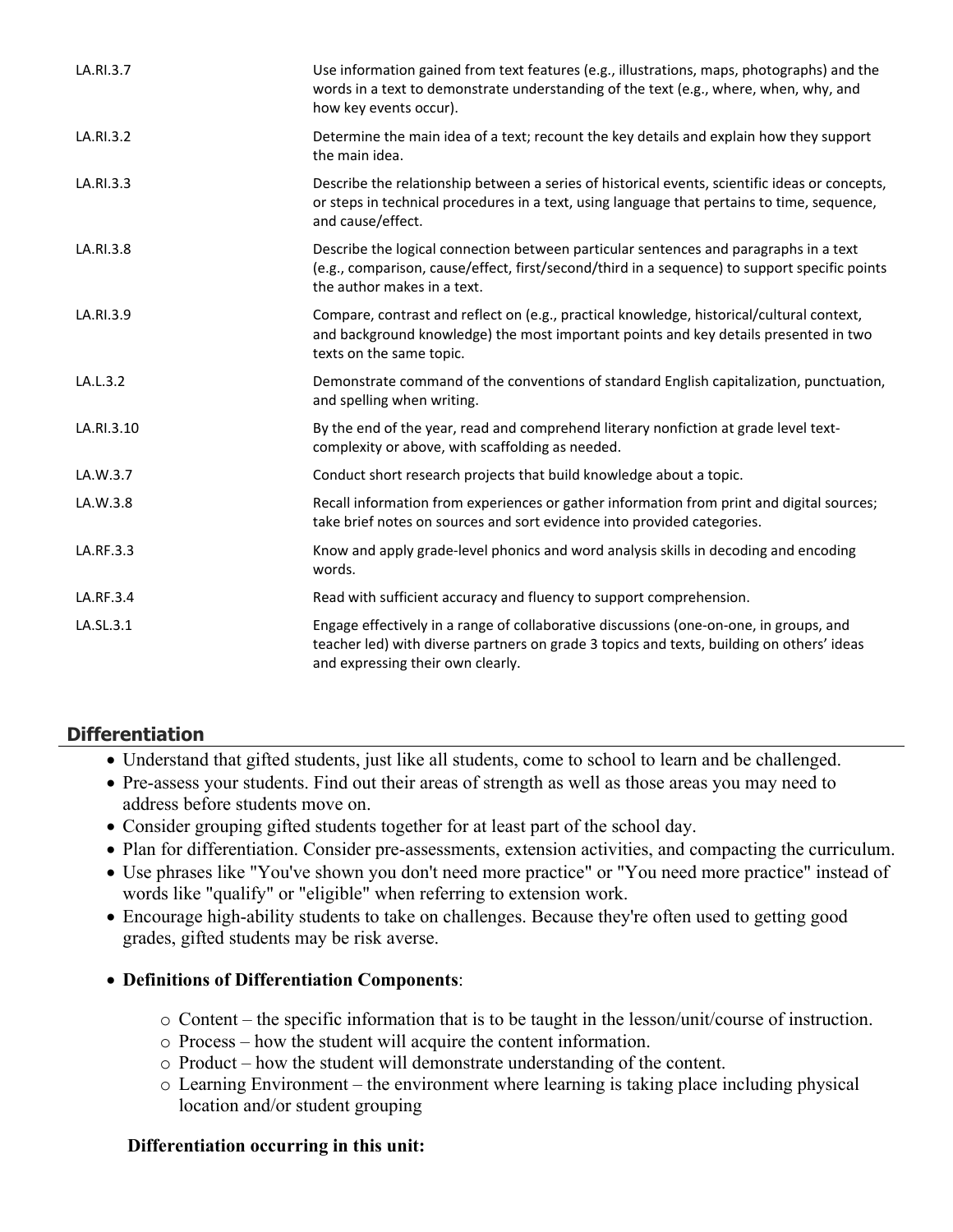| | |
|---|---|
| LA.RI.3.7 | Use information gained from text features (e.g., illustrations, maps, photographs) and the words in a text to demonstrate understanding of the text (e.g., where, when, why, and how key events occur). |
| LA.RI.3.2 | Determine the main idea of a text; recount the key details and explain how they support the main idea. |
| LA.RI.3.3 | Describe the relationship between a series of historical events, scientific ideas or concepts, or steps in technical procedures in a text, using language that pertains to time, sequence, and cause/effect. |
| LA.RI.3.8 | Describe the logical connection between particular sentences and paragraphs in a text (e.g., comparison, cause/effect, first/second/third in a sequence) to support specific points the author makes in a text. |
| LA.RI.3.9 | Compare, contrast and reflect on (e.g., practical knowledge, historical/cultural context, and background knowledge) the most important points and key details presented in two texts on the same topic. |
| LA.L.3.2 | Demonstrate command of the conventions of standard English capitalization, punctuation, and spelling when writing. |
| LA.RI.3.10 | By the end of the year, read and comprehend literary nonfiction at grade level text-complexity or above, with scaffolding as needed. |
| LA.W.3.7 | Conduct short research projects that build knowledge about a topic. |
| LA.W.3.8 | Recall information from experiences or gather information from print and digital sources; take brief notes on sources and sort evidence into provided categories. |
| LA.RF.3.3 | Know and apply grade-level phonics and word analysis skills in decoding and encoding words. |
| LA.RF.3.4 | Read with sufficient accuracy and fluency to support comprehension. |
| LA.SL.3.1 | Engage effectively in a range of collaborative discussions (one-on-one, in groups, and teacher led) with diverse partners on grade 3 topics and texts, building on others' ideas and expressing their own clearly. |

## Differentiation

- Understand that gifted students, just like all students, come to school to learn and be challenged.
- Pre-assess your students. Find out their areas of strength as well as those areas you may need to address before students move on.
- Consider grouping gifted students together for at least part of the school day.
- Plan for differentiation. Consider pre-assessments, extension activities, and compacting the curriculum.
- Use phrases like "You've shown you don't need more practice" or "You need more practice" instead of words like "qualify" or "eligible" when referring to extension work.
- Encourage high-ability students to take on challenges. Because they're often used to getting good grades, gifted students may be risk averse.
- **Definitions of Differentiation Components**:
    - Content – the specific information that is to be taught in the lesson/unit/course of instruction.
    - Process – how the student will acquire the content information.
    - Product – how the student will demonstrate understanding of the content.
    - Learning Environment – the environment where learning is taking place including physical location and/or student grouping

**Differentiation occurring in this unit:**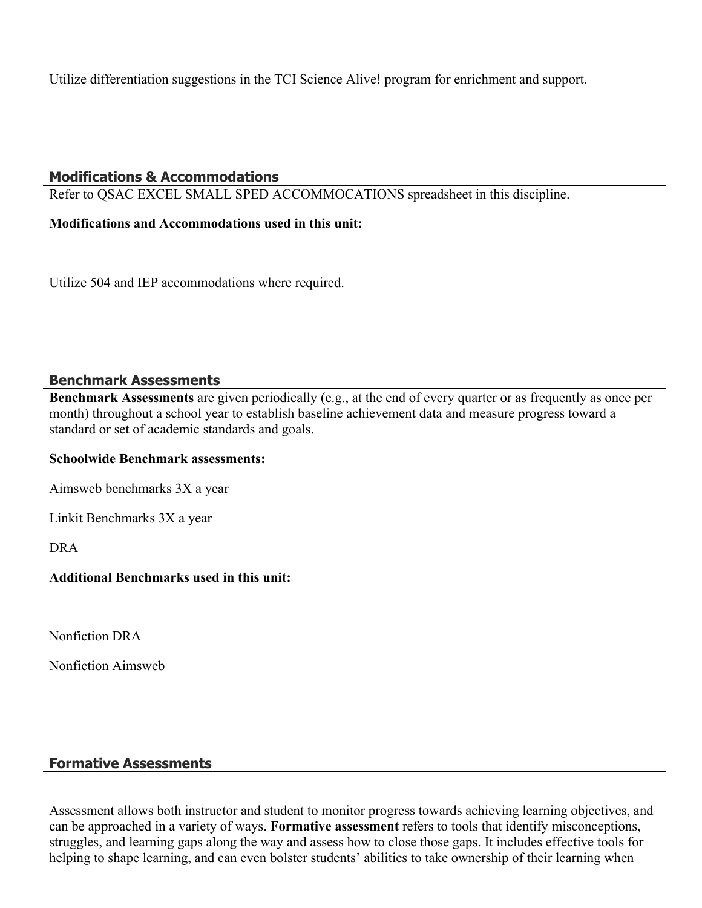Utilize differentiation suggestions in the TCI Science Alive! program for enrichment and support.

## Modifications & Accommodations

Refer to QSAC EXCEL SMALL SPED ACCOMMOCATIONS spreadsheet in this discipline.

**Modifications and Accommodations used in this unit:**

Utilize 504 and IEP accommodations where required.

## Benchmark Assessments

**Benchmark Assessments** are given periodically (e.g., at the end of every quarter or as frequently as once per month) throughout a school year to establish baseline achievement data and measure progress toward a standard or set of academic standards and goals.

**Schoolwide Benchmark assessments:**

Aimsweb benchmarks 3X a year

Linkit Benchmarks 3X a year

DRA

**Additional Benchmarks used in this unit:**

Nonfiction DRA

Nonfiction Aimsweb

## Formative Assessments

Assessment allows both instructor and student to monitor progress towards achieving learning objectives, and can be approached in a variety of ways. **Formative assessment** refers to tools that identify misconceptions, struggles, and learning gaps along the way and assess how to close those gaps. It includes effective tools for helping to shape learning, and can even bolster students' abilities to take ownership of their learning when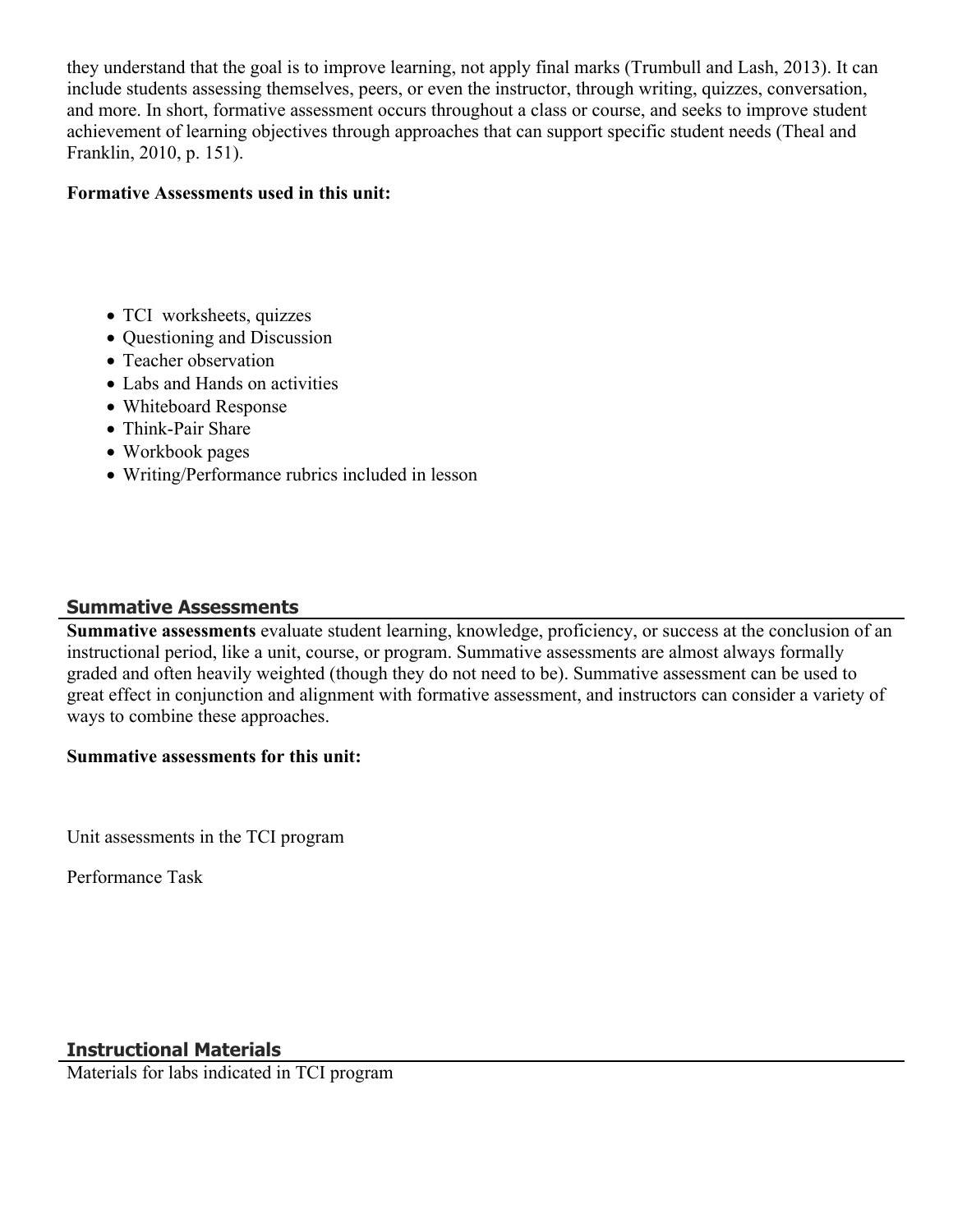they understand that the goal is to improve learning, not apply final marks (Trumbull and Lash, 2013). It can include students assessing themselves, peers, or even the instructor, through writing, quizzes, conversation, and more. In short, formative assessment occurs throughout a class or course, and seeks to improve student achievement of learning objectives through approaches that can support specific student needs (Theal and Franklin, 2010, p. 151).

**Formative Assessments used in this unit:**

- TCI worksheets, quizzes
- Questioning and Discussion
- Teacher observation
- Labs and Hands on activities
- Whiteboard Response
- Think-Pair Share
- Workbook pages
- Writing/Performance rubrics included in lesson

## Summative Assessments

**Summative assessments** evaluate student learning, knowledge, proficiency, or success at the conclusion of an instructional period, like a unit, course, or program. Summative assessments are almost always formally graded and often heavily weighted (though they do not need to be). Summative assessment can be used to great effect in conjunction and alignment with formative assessment, and instructors can consider a variety of ways to combine these approaches.

**Summative assessments for this unit:**

Unit assessments in the TCI program

Performance Task

## Instructional Materials

Materials for labs indicated in TCI program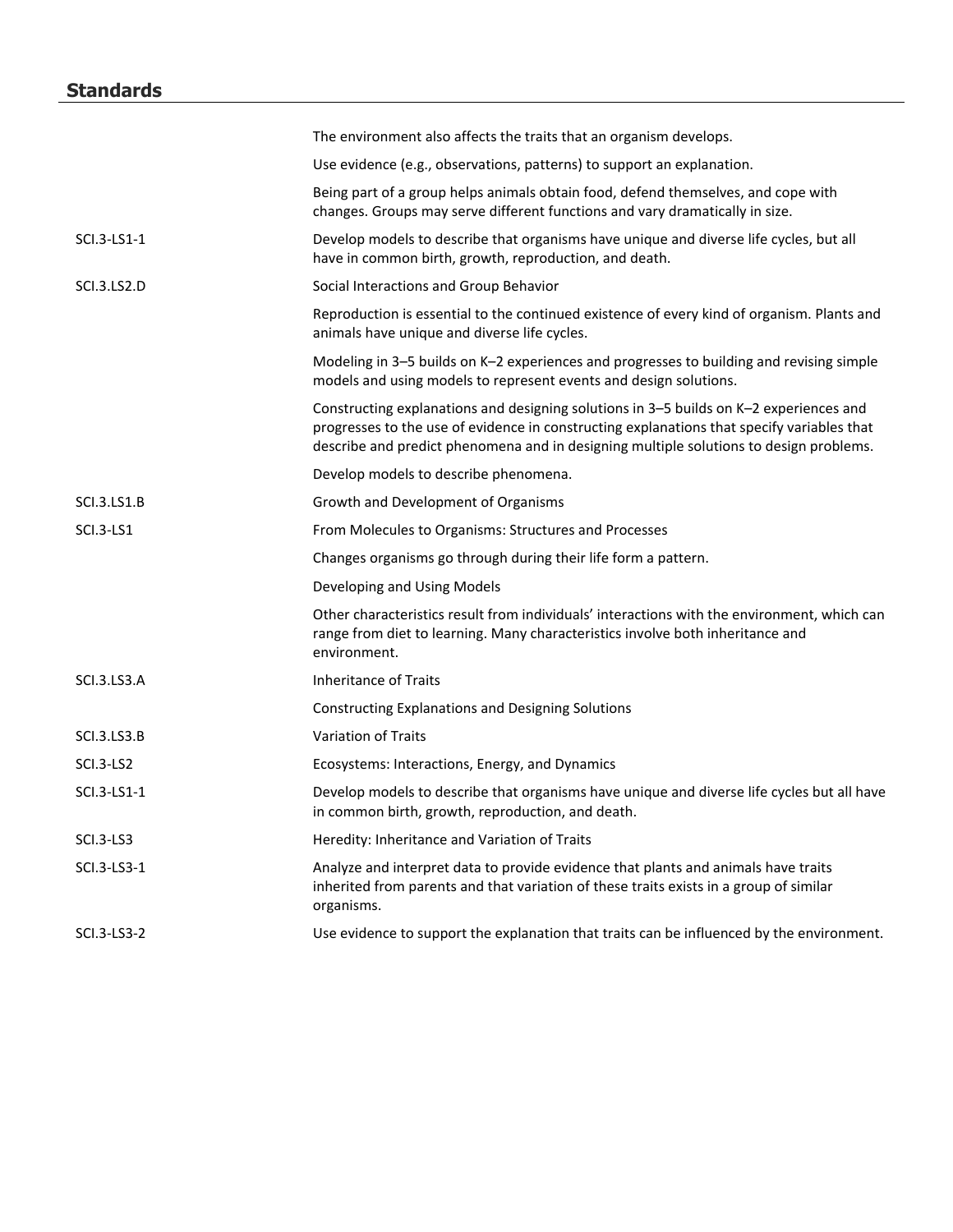## Standards

| | |
|---|---|
| | The environment also affects the traits that an organism develops. |
| | Use evidence (e.g., observations, patterns) to support an explanation. |
| | Being part of a group helps animals obtain food, defend themselves, and cope with changes. Groups may serve different functions and vary dramatically in size. |
| SCI.3-LS1-1 | Develop models to describe that organisms have unique and diverse life cycles, but all have in common birth, growth, reproduction, and death. |
| SCI.3.LS2.D | Social Interactions and Group Behavior |
| | Reproduction is essential to the continued existence of every kind of organism. Plants and animals have unique and diverse life cycles. |
| | Modeling in 3–5 builds on K–2 experiences and progresses to building and revising simple models and using models to represent events and design solutions. |
| | Constructing explanations and designing solutions in 3–5 builds on K–2 experiences and progresses to the use of evidence in constructing explanations that specify variables that describe and predict phenomena and in designing multiple solutions to design problems. |
| | Develop models to describe phenomena. |
| SCI.3.LS1.B | Growth and Development of Organisms |
| SCI.3-LS1 | From Molecules to Organisms: Structures and Processes |
| | Changes organisms go through during their life form a pattern. |
| | Developing and Using Models |
| | Other characteristics result from individuals' interactions with the environment, which can range from diet to learning. Many characteristics involve both inheritance and environment. |
| SCI.3.LS3.A | Inheritance of Traits |
| | Constructing Explanations and Designing Solutions |
| SCI.3.LS3.B | Variation of Traits |
| SCI.3-LS2 | Ecosystems: Interactions, Energy, and Dynamics |
| SCI.3-LS1-1 | Develop models to describe that organisms have unique and diverse life cycles but all have in common birth, growth, reproduction, and death. |
| SCI.3-LS3 | Heredity: Inheritance and Variation of Traits |
| SCI.3-LS3-1 | Analyze and interpret data to provide evidence that plants and animals have traits inherited from parents and that variation of these traits exists in a group of similar organisms. |
| SCI.3-LS3-2 | Use evidence to support the explanation that traits can be influenced by the environment. |